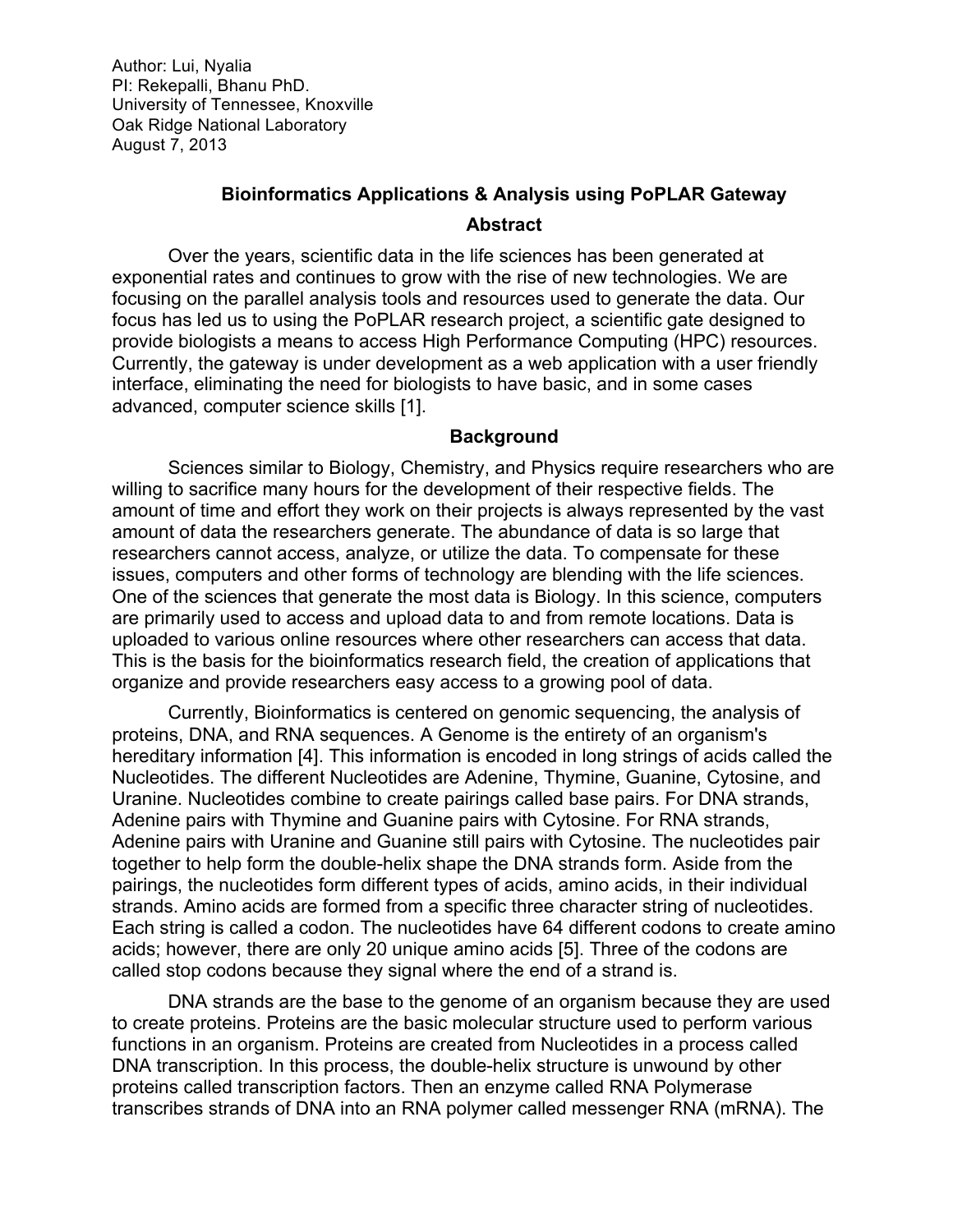Author: Lui, Nyalia
PI: Rekepalli, Bhanu PhD.
University of Tennessee, Knoxville
Oak Ridge National Laboratory
August 7, 2013

# Bioinformatics Applications & Analysis using PoPLAR Gateway

## Abstract

Over the years, scientific data in the life sciences has been generated at exponential rates and continues to grow with the rise of new technologies. We are focusing on the parallel analysis tools and resources used to generate the data. Our focus has led us to using the PoPLAR research project, a scientific gate designed to provide biologists a means to access High Performance Computing (HPC) resources. Currently, the gateway is under development as a web application with a user friendly interface, eliminating the need for biologists to have basic, and in some cases advanced, computer science skills [1].

## Background

Sciences similar to Biology, Chemistry, and Physics require researchers who are willing to sacrifice many hours for the development of their respective fields. The amount of time and effort they work on their projects is always represented by the vast amount of data the researchers generate. The abundance of data is so large that researchers cannot access, analyze, or utilize the data. To compensate for these issues, computers and other forms of technology are blending with the life sciences. One of the sciences that generate the most data is Biology. In this science, computers are primarily used to access and upload data to and from remote locations. Data is uploaded to various online resources where other researchers can access that data. This is the basis for the bioinformatics research field, the creation of applications that organize and provide researchers easy access to a growing pool of data.

Currently, Bioinformatics is centered on genomic sequencing, the analysis of proteins, DNA, and RNA sequences. A Genome is the entirety of an organism's hereditary information [4]. This information is encoded in long strings of acids called the Nucleotides. The different Nucleotides are Adenine, Thymine, Guanine, Cytosine, and Uranine. Nucleotides combine to create pairings called base pairs. For DNA strands, Adenine pairs with Thymine and Guanine pairs with Cytosine. For RNA strands, Adenine pairs with Uranine and Guanine still pairs with Cytosine. The nucleotides pair together to help form the double-helix shape the DNA strands form. Aside from the pairings, the nucleotides form different types of acids, amino acids, in their individual strands. Amino acids are formed from a specific three character string of nucleotides. Each string is called a codon. The nucleotides have 64 different codons to create amino acids; however, there are only 20 unique amino acids [5]. Three of the codons are called stop codons because they signal where the end of a strand is.

DNA strands are the base to the genome of an organism because they are used to create proteins. Proteins are the basic molecular structure used to perform various functions in an organism. Proteins are created from Nucleotides in a process called DNA transcription. In this process, the double-helix structure is unwound by other proteins called transcription factors. Then an enzyme called RNA Polymerase transcribes strands of DNA into an RNA polymer called messenger RNA (mRNA). The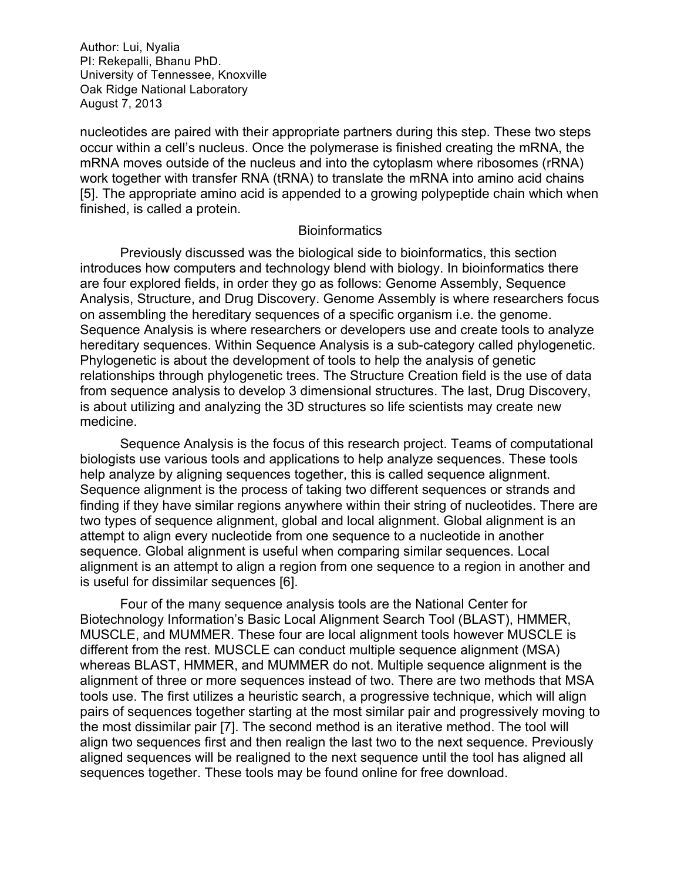nucleotides are paired with their appropriate partners during this step. These two steps occur within a cell's nucleus. Once the polymerase is finished creating the mRNA, the mRNA moves outside of the nucleus and into the cytoplasm where ribosomes (rRNA) work together with transfer RNA (tRNA) to translate the mRNA into amino acid chains [5]. The appropriate amino acid is appended to a growing polypeptide chain which when finished, is called a protein.

## Bioinformatics

Previously discussed was the biological side to bioinformatics, this section introduces how computers and technology blend with biology. In bioinformatics there are four explored fields, in order they go as follows: Genome Assembly, Sequence Analysis, Structure, and Drug Discovery. Genome Assembly is where researchers focus on assembling the hereditary sequences of a specific organism i.e. the genome. Sequence Analysis is where researchers or developers use and create tools to analyze hereditary sequences. Within Sequence Analysis is a sub-category called phylogenetic. Phylogenetic is about the development of tools to help the analysis of genetic relationships through phylogenetic trees. The Structure Creation field is the use of data from sequence analysis to develop 3 dimensional structures. The last, Drug Discovery, is about utilizing and analyzing the 3D structures so life scientists may create new medicine.

Sequence Analysis is the focus of this research project. Teams of computational biologists use various tools and applications to help analyze sequences. These tools help analyze by aligning sequences together, this is called sequence alignment. Sequence alignment is the process of taking two different sequences or strands and finding if they have similar regions anywhere within their string of nucleotides. There are two types of sequence alignment, global and local alignment. Global alignment is an attempt to align every nucleotide from one sequence to a nucleotide in another sequence. Global alignment is useful when comparing similar sequences. Local alignment is an attempt to align a region from one sequence to a region in another and is useful for dissimilar sequences [6].

Four of the many sequence analysis tools are the National Center for Biotechnology Information's Basic Local Alignment Search Tool (BLAST), HMMER, MUSCLE, and MUMMER. These four are local alignment tools however MUSCLE is different from the rest. MUSCLE can conduct multiple sequence alignment (MSA) whereas BLAST, HMMER, and MUMMER do not. Multiple sequence alignment is the alignment of three or more sequences instead of two. There are two methods that MSA tools use. The first utilizes a heuristic search, a progressive technique, which will align pairs of sequences together starting at the most similar pair and progressively moving to the most dissimilar pair [7]. The second method is an iterative method. The tool will align two sequences first and then realign the last two to the next sequence. Previously aligned sequences will be realigned to the next sequence until the tool has aligned all sequences together. These tools may be found online for free download.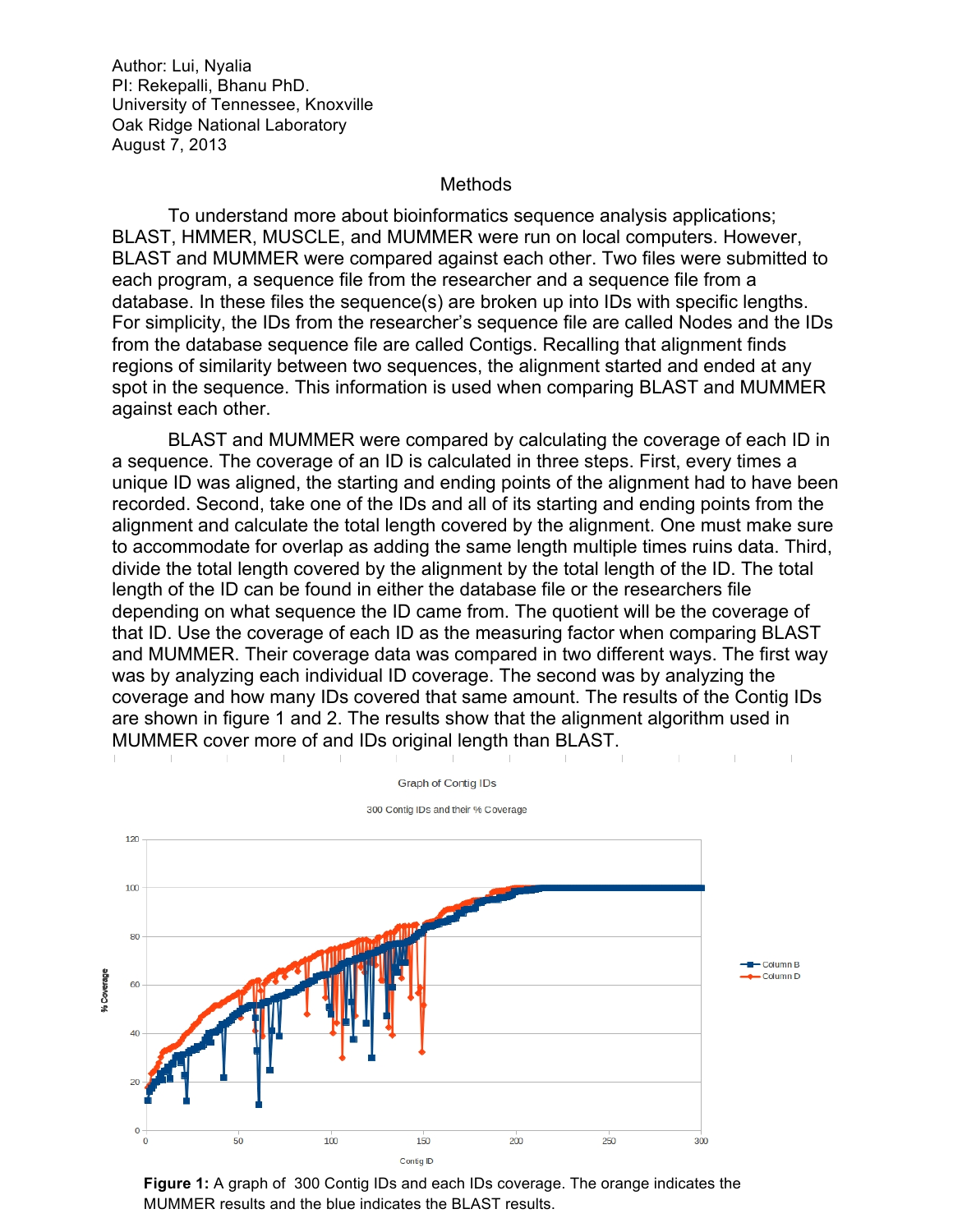Author: Lui, Nyalia
PI: Rekepalli, Bhanu PhD.
University of Tennessee, Knoxville
Oak Ridge National Laboratory
August 7, 2013

## Methods

To understand more about bioinformatics sequence analysis applications; BLAST, HMMER, MUSCLE, and MUMMER were run on local computers. However, BLAST and MUMMER were compared against each other. Two files were submitted to each program, a sequence file from the researcher and a sequence file from a database. In these files the sequence(s) are broken up into IDs with specific lengths. For simplicity, the IDs from the researcher's sequence file are called Nodes and the IDs from the database sequence file are called Contigs. Recalling that alignment finds regions of similarity between two sequences, the alignment started and ended at any spot in the sequence. This information is used when comparing BLAST and MUMMER against each other.

BLAST and MUMMER were compared by calculating the coverage of each ID in a sequence. The coverage of an ID is calculated in three steps. First, every times a unique ID was aligned, the starting and ending points of the alignment had to have been recorded. Second, take one of the IDs and all of its starting and ending points from the alignment and calculate the total length covered by the alignment. One must make sure to accommodate for overlap as adding the same length multiple times ruins data. Third, divide the total length covered by the alignment by the total length of the ID. The total length of the ID can be found in either the database file or the researchers file depending on what sequence the ID came from. The quotient will be the coverage of that ID. Use the coverage of each ID as the measuring factor when comparing BLAST and MUMMER. Their coverage data was compared in two different ways. The first way was by analyzing each individual ID coverage. The second was by analyzing the coverage and how many IDs covered that same amount. The results of the Contig IDs are shown in figure 1 and 2. The results show that the alignment algorithm used in MUMMER cover more of and IDs original length than BLAST.

**Figure 1:** A graph of 300 Contig IDs and each IDs coverage. The orange indicates the MUMMER results and the blue indicates the BLAST results.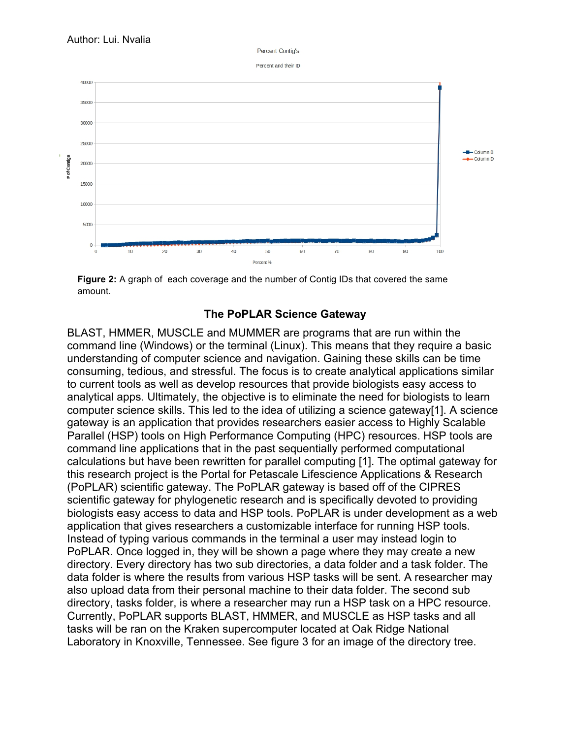**Figure 2:** A graph of each coverage and the number of Contig IDs that covered the same amount.

## The PoPLAR Science Gateway

BLAST, HMMER, MUSCLE and MUMMER are programs that are run within the command line (Windows) or the terminal (Linux). This means that they require a basic understanding of computer science and navigation. Gaining these skills can be time consuming, tedious, and stressful. The focus is to create analytical applications similar to current tools as well as develop resources that provide biologists easy access to analytical apps. Ultimately, the objective is to eliminate the need for biologists to learn computer science skills. This led to the idea of utilizing a science gateway[1]. A science gateway is an application that provides researchers easier access to Highly Scalable Parallel (HSP) tools on High Performance Computing (HPC) resources. HSP tools are command line applications that in the past sequentially performed computational calculations but have been rewritten for parallel computing [1]. The optimal gateway for this research project is the Portal for Petascale Lifescience Applications & Research (PoPLAR) scientific gateway. The PoPLAR gateway is based off of the CIPRES scientific gateway for phylogenetic research and is specifically devoted to providing biologists easy access to data and HSP tools. PoPLAR is under development as a web application that gives researchers a customizable interface for running HSP tools. Instead of typing various commands in the terminal a user may instead login to PoPLAR. Once logged in, they will be shown a page where they may create a new directory. Every directory has two sub directories, a data folder and a task folder. The data folder is where the results from various HSP tasks will be sent. A researcher may also upload data from their personal machine to their data folder. The second sub directory, tasks folder, is where a researcher may run a HSP task on a HPC resource. Currently, PoPLAR supports BLAST, HMMER, and MUSCLE as HSP tasks and all tasks will be ran on the Kraken supercomputer located at Oak Ridge National Laboratory in Knoxville, Tennessee. See figure 3 for an image of the directory tree.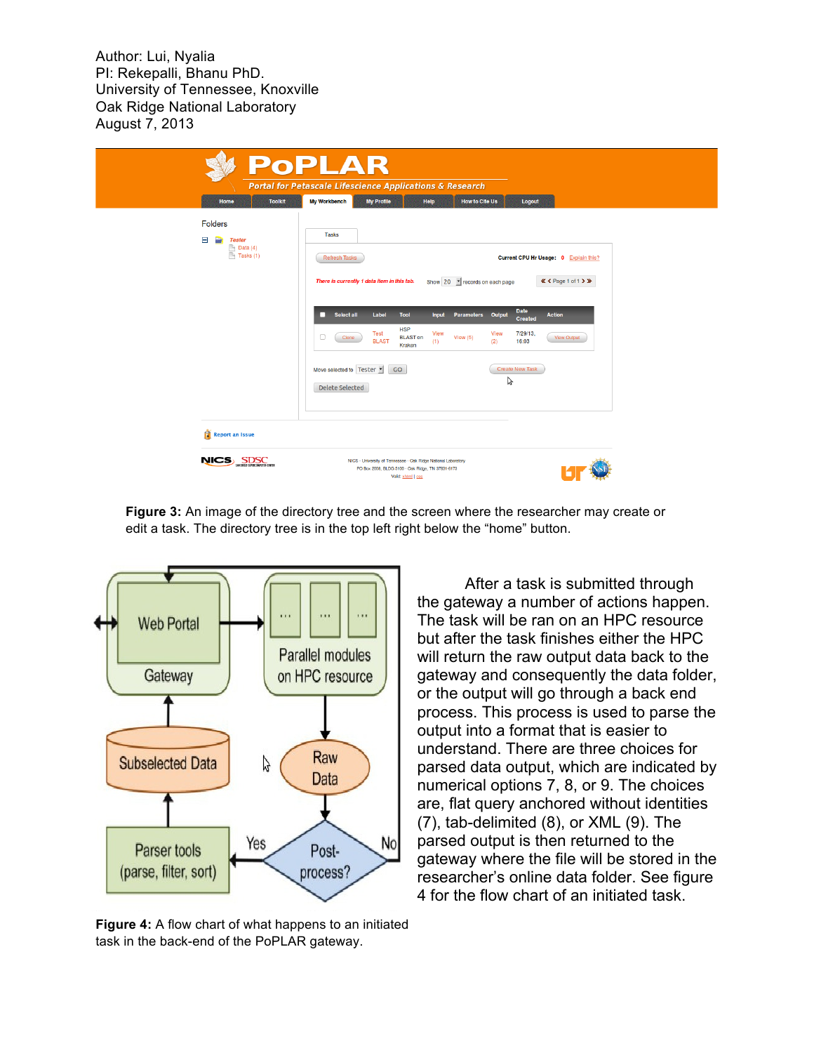Author: Lui, Nyalia
PI: Rekepalli, Bhanu PhD.
University of Tennessee, Knoxville
Oak Ridge National Laboratory
August 7, 2013

**Figure 3:** An image of the directory tree and the screen where the researcher may create or edit a task. The directory tree is in the top left right below the "home" button.

After a task is submitted through the gateway a number of actions happen. The task will be ran on an HPC resource but after the task finishes either the HPC will return the raw output data back to the gateway and consequently the data folder, or the output will go through a back end process. This process is used to parse the output into a format that is easier to understand. There are three choices for parsed data output, which are indicated by numerical options 7, 8, or 9. The choices are, flat query anchored without identities (7), tab-delimited (8), or XML (9). The parsed output is then returned to the gateway where the file will be stored in the researcher's online data folder. See figure 4 for the flow chart of an initiated task.

**Figure 4:** A flow chart of what happens to an initiated task in the back-end of the PoPLAR gateway.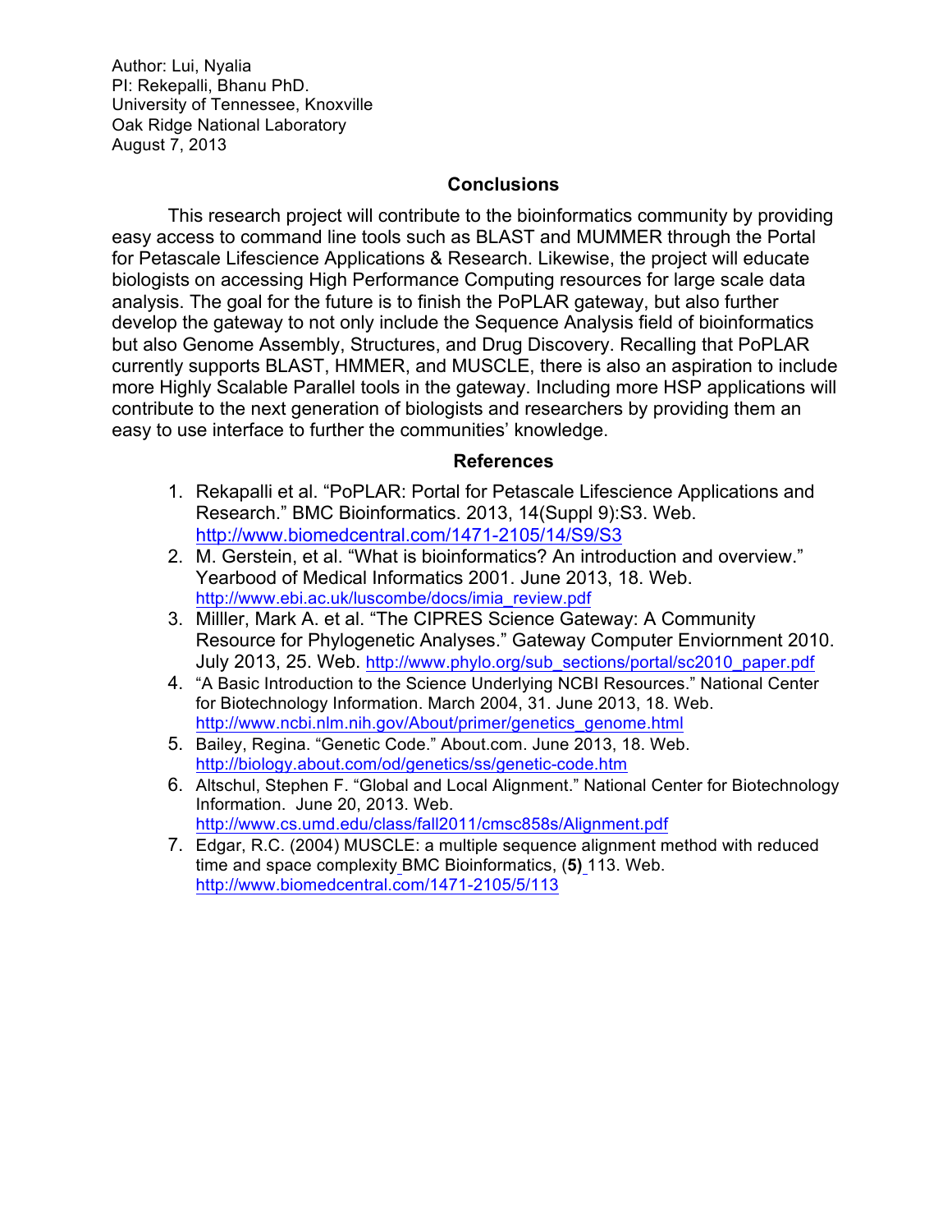Author: Lui, Nyalia
PI: Rekepalli, Bhanu PhD.
University of Tennessee, Knoxville
Oak Ridge National Laboratory
August 7, 2013

## Conclusions

This research project will contribute to the bioinformatics community by providing easy access to command line tools such as BLAST and MUMMER through the Portal for Petascale Lifescience Applications & Research. Likewise, the project will educate biologists on accessing High Performance Computing resources for large scale data analysis. The goal for the future is to finish the PoPLAR gateway, but also further develop the gateway to not only include the Sequence Analysis field of bioinformatics but also Genome Assembly, Structures, and Drug Discovery. Recalling that PoPLAR currently supports BLAST, HMMER, and MUSCLE, there is also an aspiration to include more Highly Scalable Parallel tools in the gateway. Including more HSP applications will contribute to the next generation of biologists and researchers by providing them an easy to use interface to further the communities' knowledge.

## References

1. Rekapalli et al. "PoPLAR: Portal for Petascale Lifescience Applications and Research." BMC Bioinformatics. 2013, 14(Suppl 9):S3. Web. http://www.biomedcentral.com/1471-2105/14/S9/S3
2. M. Gerstein, et al. "What is bioinformatics? An introduction and overview." Yearbood of Medical Informatics 2001. June 2013, 18. Web. http://www.ebi.ac.uk/luscombe/docs/imia_review.pdf
3. Millller, Mark A. et al. "The CIPRES Science Gateway: A Community Resource for Phylogenetic Analyses." Gateway Computer Enviornment 2010. July 2013, 25. Web. http://www.phylo.org/sub_sections/portal/sc2010_paper.pdf
4. "A Basic Introduction to the Science Underlying NCBI Resources." National Center for Biotechnology Information. March 2004, 31. June 2013, 18. Web. http://www.ncbi.nlm.nih.gov/About/primer/genetics_genome.html
5. Bailey, Regina. "Genetic Code." About.com. June 2013, 18. Web. http://biology.about.com/od/genetics/ss/genetic-code.htm
6. Altschul, Stephen F. "Global and Local Alignment." National Center for Biotechnology Information. June 20, 2013. Web. http://www.cs.umd.edu/class/fall2011/cmsc858s/Alignment.pdf
7. Edgar, R.C. (2004) MUSCLE: a multiple sequence alignment method with reduced time and space complexity BMC Bioinformatics, (**5**) 113. Web. http://www.biomedcentral.com/1471-2105/5/113